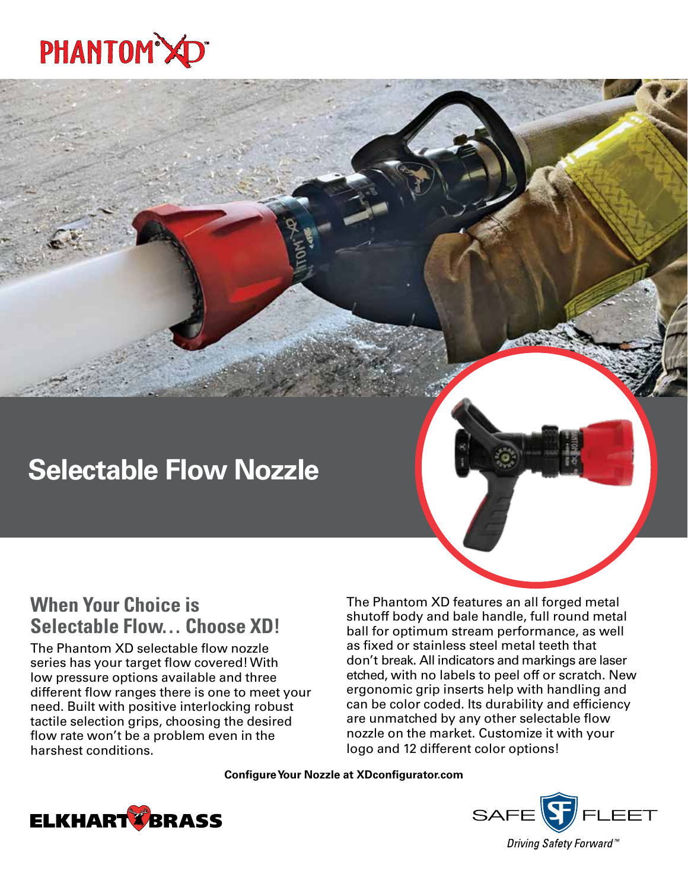# PHANTOM XD

## Selectable Flow Nozzle

### When Your Choice is Selectable Flow… Choose XD!

The Phantom XD selectable flow nozzle series has your target flow covered! With low pressure options available and three different flow ranges there is one to meet your need. Built with positive interlocking robust tactile selection grips, choosing the desired flow rate won't be a problem even in the harshest conditions.

The Phantom XD features an all forged metal shutoff body and bale handle, full round metal ball for optimum stream performance, as well as fixed or stainless steel metal teeth that don't break. All indicators and markings are laser etched, with no labels to peel off or scratch. New ergonomic grip inserts help with handling and can be color coded. Its durability and efficiency are unmatched by any other selectable flow nozzle on the market. Customize it with your logo and 12 different color options!

**Configure Your Nozzle at XDconfigurator.com**

ELKHART BRASS

SAFE FLEET

*Driving Safety Forward™*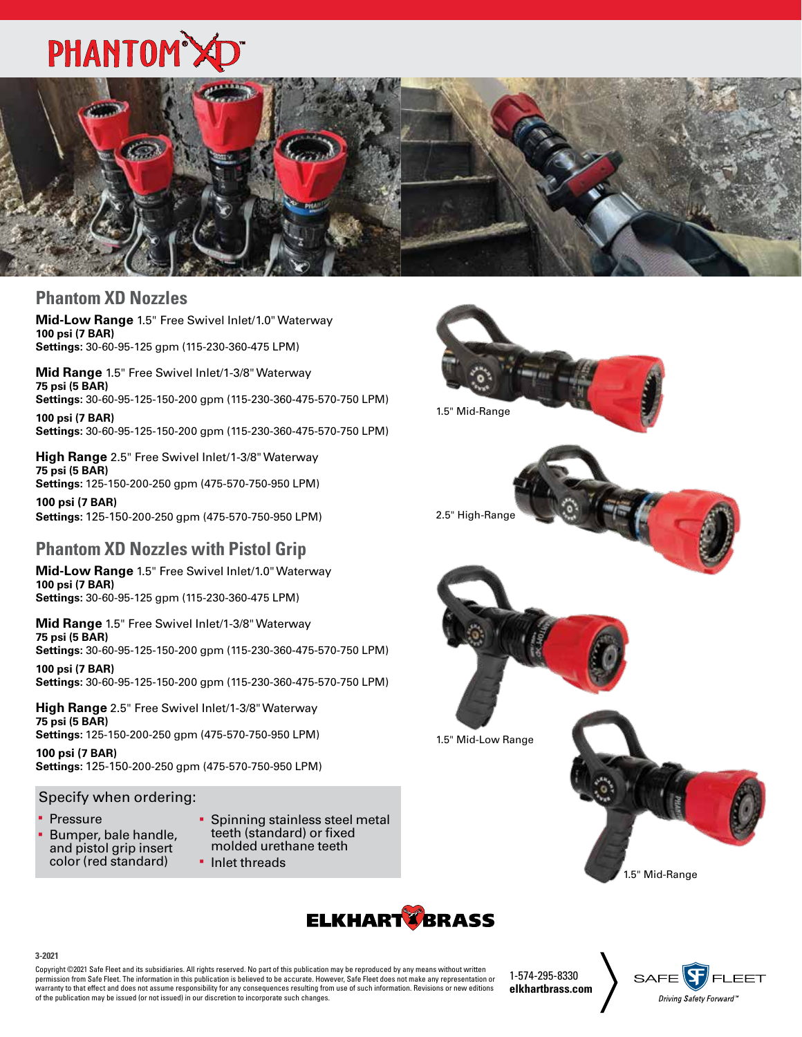# PHANTOM® XD™

## Phantom XD Nozzles

**Mid-Low Range** 1.5" Free Swivel Inlet/1.0" Waterway
**100 psi (7 BAR)**
**Settings:** 30-60-95-125 gpm (115-230-360-475 LPM)

**Mid Range** 1.5" Free Swivel Inlet/1-3/8" Waterway
**75 psi (5 BAR)**
**Settings:** 30-60-95-125-150-200 gpm (115-230-360-475-570-750 LPM)

**100 psi (7 BAR)**
**Settings:** 30-60-95-125-150-200 gpm (115-230-360-475-570-750 LPM)

**High Range** 2.5" Free Swivel Inlet/1-3/8" Waterway
**75 psi (5 BAR)**
**Settings:** 125-150-200-250 gpm (475-570-750-950 LPM)

**100 psi (7 BAR)**
**Settings:** 125-150-200-250 gpm (475-570-750-950 LPM)

## Phantom XD Nozzles with Pistol Grip

**Mid-Low Range** 1.5" Free Swivel Inlet/1.0" Waterway
**100 psi (7 BAR)**
**Settings:** 30-60-95-125 gpm (115-230-360-475 LPM)

**Mid Range** 1.5" Free Swivel Inlet/1-3/8" Waterway
**75 psi (5 BAR)**
**Settings:** 30-60-95-125-150-200 gpm (115-230-360-475-570-750 LPM)

**100 psi (7 BAR)**
**Settings:** 30-60-95-125-150-200 gpm (115-230-360-475-570-750 LPM)

**High Range** 2.5" Free Swivel Inlet/1-3/8" Waterway
**75 psi (5 BAR)**
**Settings:** 125-150-200-250 gpm (475-570-750-950 LPM)

**100 psi (7 BAR)**
**Settings:** 125-150-200-250 gpm (475-570-750-950 LPM)

### Specify when ordering:

- Pressure
- Bumper, bale handle, and pistol grip insert color (red standard)
- Spinning stainless steel metal teeth (standard) or fixed molded urethane teeth
- Inlet threads

1.5" Mid-Range

2.5" High-Range

1.5" Mid-Low Range

1.5" Mid-Range

ELKHART BRASS

3-2021

Copyright ©2021 Safe Fleet and its subsidiaries. All rights reserved. No part of this publication may be reproduced by any means without written permission from Safe Fleet. The information in this publication is believed to be accurate. However, Safe Fleet does not make any representation or warranty to that effect and does not assume responsibility for any consequences resulting from use of such information. Revisions or new editions of the publication may be issued (or not issued) in our discretion to incorporate such changes.

1-574-295-8330
**elkhartbrass.com**

SAFE FLEET
*Driving Safety Forward™*